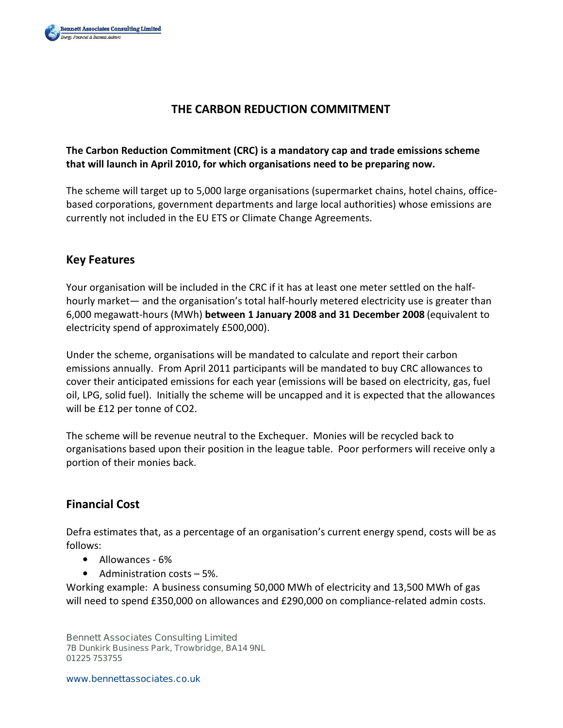# THE CARBON REDUCTION COMMITMENT

**The Carbon Reduction Commitment (CRC) is a mandatory cap and trade emissions scheme that will launch in April 2010, for which organisations need to be preparing now.**

The scheme will target up to 5,000 large organisations (supermarket chains, hotel chains, office-based corporations, government departments and large local authorities) whose emissions are currently not included in the EU ETS or Climate Change Agreements.

## Key Features

Your organisation will be included in the CRC if it has at least one meter settled on the half-hourly market— and the organisation's total half-hourly metered electricity use is greater than 6,000 megawatt-hours (MWh) **between 1 January 2008 and 31 December 2008** (equivalent to electricity spend of approximately £500,000).

Under the scheme, organisations will be mandated to calculate and report their carbon emissions annually. From April 2011 participants will be mandated to buy CRC allowances to cover their anticipated emissions for each year (emissions will be based on electricity, gas, fuel oil, LPG, solid fuel). Initially the scheme will be uncapped and it is expected that the allowances will be £12 per tonne of $CO_2$.

The scheme will be revenue neutral to the Exchequer. Monies will be recycled back to organisations based upon their position in the league table. Poor performers will receive only a portion of their monies back.

## Financial Cost

Defra estimates that, as a percentage of an organisation's current energy spend, costs will be as follows:

- Allowances - 6%
- Administration costs – 5%.

Working example: A business consuming 50,000 MWh of electricity and 13,500 MWh of gas will need to spend £350,000 on allowances and £290,000 on compliance-related admin costs.

Bennett Associates Consulting Limited
7B Dunkirk Business Park, Trowbridge, BA14 9NL
01225 753755

www.bennettassociates.co.uk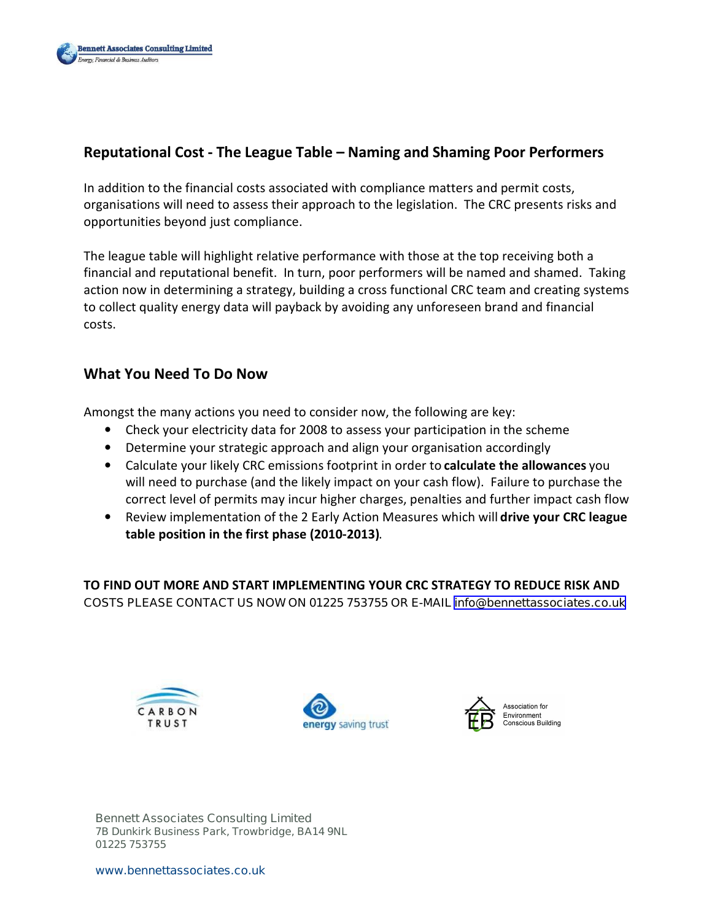## Reputational Cost - The League Table – Naming and Shaming Poor Performers

In addition to the financial costs associated with compliance matters and permit costs, organisations will need to assess their approach to the legislation. The CRC presents risks and opportunities beyond just compliance.

The league table will highlight relative performance with those at the top receiving both a financial and reputational benefit. In turn, poor performers will be named and shamed. Taking action now in determining a strategy, building a cross functional CRC team and creating systems to collect quality energy data will payback by avoiding any unforeseen brand and financial costs.

## What You Need To Do Now

Amongst the many actions you need to consider now, the following are key:

- Check your electricity data for 2008 to assess your participation in the scheme
- Determine your strategic approach and align your organisation accordingly
- Calculate your likely CRC emissions footprint in order to **calculate the allowances** you will need to purchase (and the likely impact on your cash flow). Failure to purchase the correct level of permits may incur higher charges, penalties and further impact cash flow
- Review implementation of the 2 Early Action Measures which will **drive your CRC league table position in the first phase (2010-2013)**.

**TO FIND OUT MORE AND START IMPLEMENTING YOUR CRC STRATEGY TO REDUCE RISK AND** COSTS PLEASE CONTACT US NOW ON 01225 753755 OR E-MAIL info@bennettassociates.co.uk

CARBON TRUST

energy saving trust

Association for Environment Conscious Building

Bennett Associates Consulting Limited
7B Dunkirk Business Park, Trowbridge, BA14 9NL
01225 753755

www.bennettassociates.co.uk